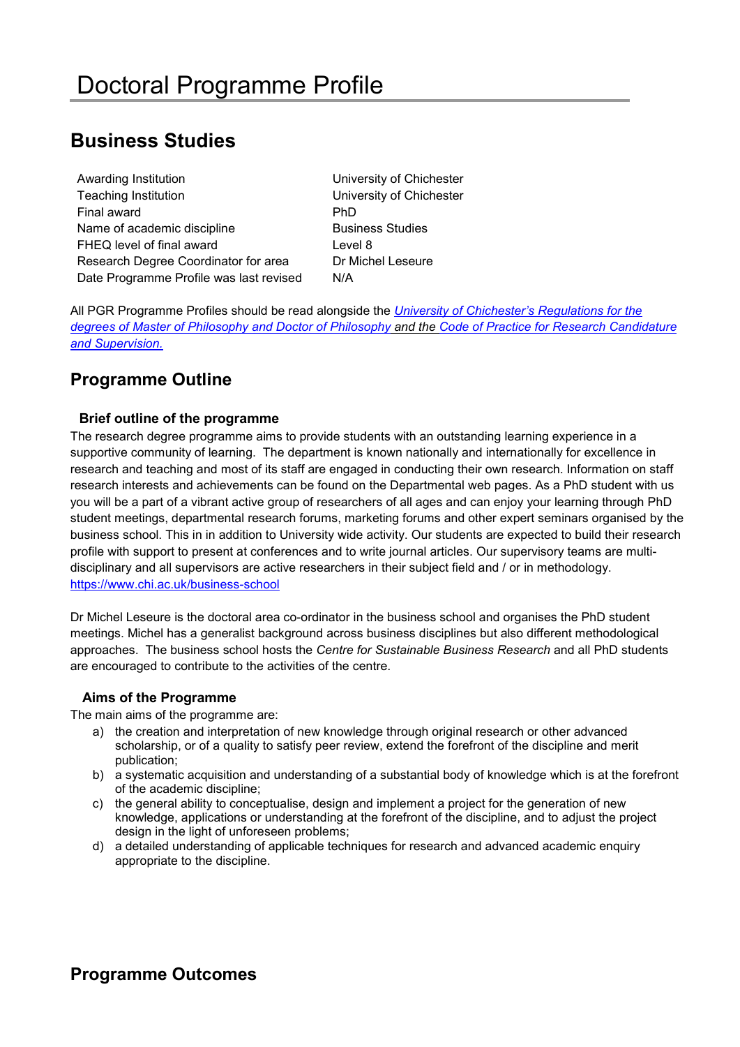# Doctoral Programme Profile

## Business Studies

| | |
|---|---|
| Awarding Institution | University of Chichester |
| Teaching Institution | University of Chichester |
| Final award | PhD |
| Name of academic discipline | Business Studies |
| FHEQ level of final award | Level 8 |
| Research Degree Coordinator for area | Dr Michel Leseure |
| Date Programme Profile was last revised | N/A |

All PGR Programme Profiles should be read alongside the *University of Chichester's Regulations for the degrees of Master of Philosophy and Doctor of Philosophy* and the *Code of Practice for Research Candidature and Supervision.*

## Programme Outline

### Brief outline of the programme

The research degree programme aims to provide students with an outstanding learning experience in a supportive community of learning. The department is known nationally and internationally for excellence in research and teaching and most of its staff are engaged in conducting their own research. Information on staff research interests and achievements can be found on the Departmental web pages. As a PhD student with us you will be a part of a vibrant active group of researchers of all ages and can enjoy your learning through PhD student meetings, departmental research forums, marketing forums and other expert seminars organised by the business school. This in in addition to University wide activity. Our students are expected to build their research profile with support to present at conferences and to write journal articles. Our supervisory teams are multi-disciplinary and all supervisors are active researchers in their subject field and / or in methodology.
https://www.chi.ac.uk/business-school

Dr Michel Leseure is the doctoral area co-ordinator in the business school and organises the PhD student meetings. Michel has a generalist background across business disciplines but also different methodological approaches. The business school hosts the *Centre for Sustainable Business Research* and all PhD students are encouraged to contribute to the activities of the centre.

### Aims of the Programme

The main aims of the programme are:

a) the creation and interpretation of new knowledge through original research or other advanced scholarship, or of a quality to satisfy peer review, extend the forefront of the discipline and merit publication;
b) a systematic acquisition and understanding of a substantial body of knowledge which is at the forefront of the academic discipline;
c) the general ability to conceptualise, design and implement a project for the generation of new knowledge, applications or understanding at the forefront of the discipline, and to adjust the project design in the light of unforeseen problems;
d) a detailed understanding of applicable techniques for research and advanced academic enquiry appropriate to the discipline.

## Programme Outcomes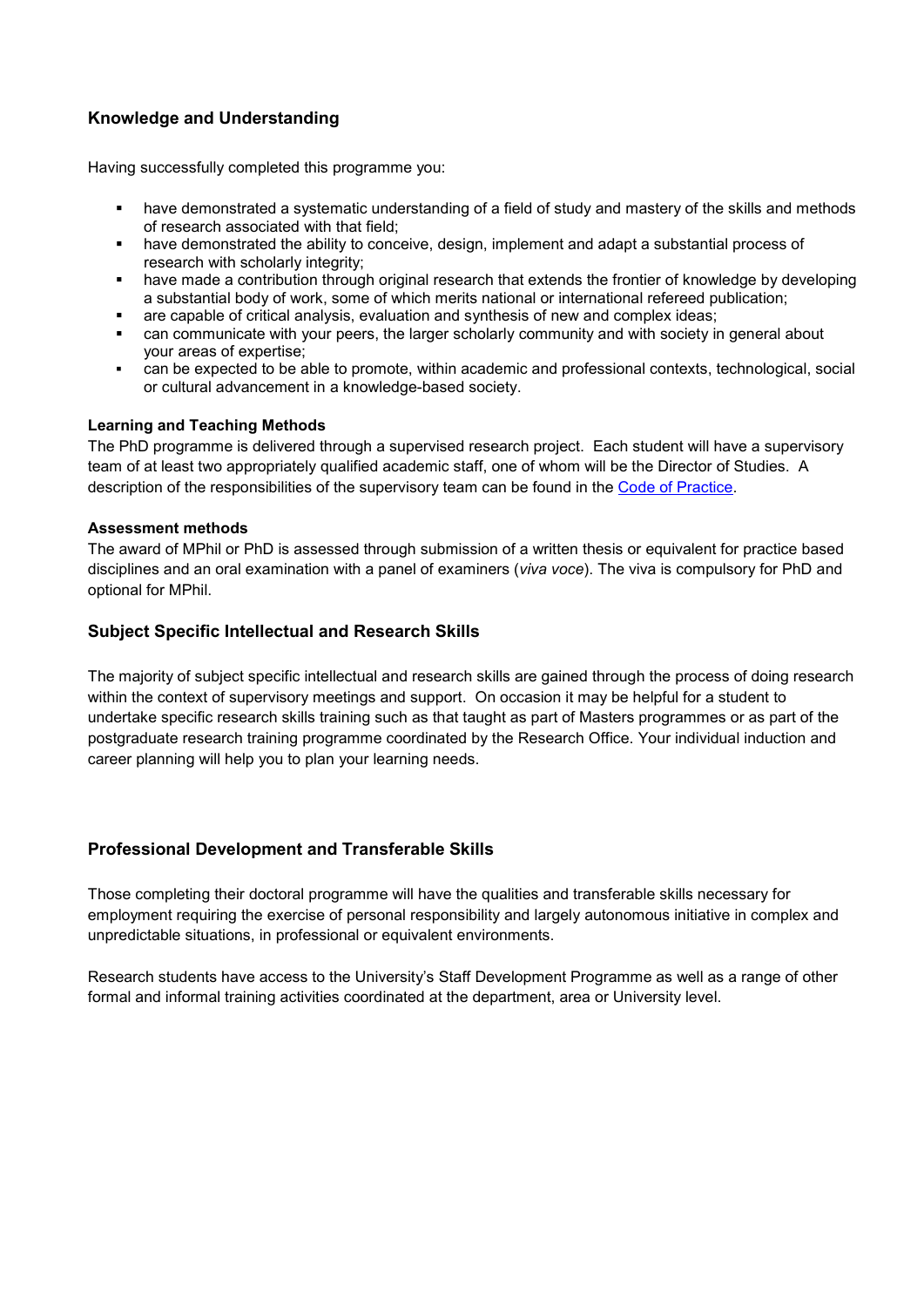## Knowledge and Understanding

Having successfully completed this programme you:

- have demonstrated a systematic understanding of a field of study and mastery of the skills and methods of research associated with that field;
- have demonstrated the ability to conceive, design, implement and adapt a substantial process of research with scholarly integrity;
- have made a contribution through original research that extends the frontier of knowledge by developing a substantial body of work, some of which merits national or international refereed publication;
- are capable of critical analysis, evaluation and synthesis of new and complex ideas;
- can communicate with your peers, the larger scholarly community and with society in general about your areas of expertise;
- can be expected to be able to promote, within academic and professional contexts, technological, social or cultural advancement in a knowledge-based society.

**Learning and Teaching Methods**

The PhD programme is delivered through a supervised research project. Each student will have a supervisory team of at least two appropriately qualified academic staff, one of whom will be the Director of Studies. A description of the responsibilities of the supervisory team can be found in the Code of Practice.

**Assessment methods**

The award of MPhil or PhD is assessed through submission of a written thesis or equivalent for practice based disciplines and an oral examination with a panel of examiners (*viva voce*). The viva is compulsory for PhD and optional for MPhil.

## Subject Specific Intellectual and Research Skills

The majority of subject specific intellectual and research skills are gained through the process of doing research within the context of supervisory meetings and support. On occasion it may be helpful for a student to undertake specific research skills training such as that taught as part of Masters programmes or as part of the postgraduate research training programme coordinated by the Research Office. Your individual induction and career planning will help you to plan your learning needs.

## Professional Development and Transferable Skills

Those completing their doctoral programme will have the qualities and transferable skills necessary for employment requiring the exercise of personal responsibility and largely autonomous initiative in complex and unpredictable situations, in professional or equivalent environments.

Research students have access to the University's Staff Development Programme as well as a range of other formal and informal training activities coordinated at the department, area or University level.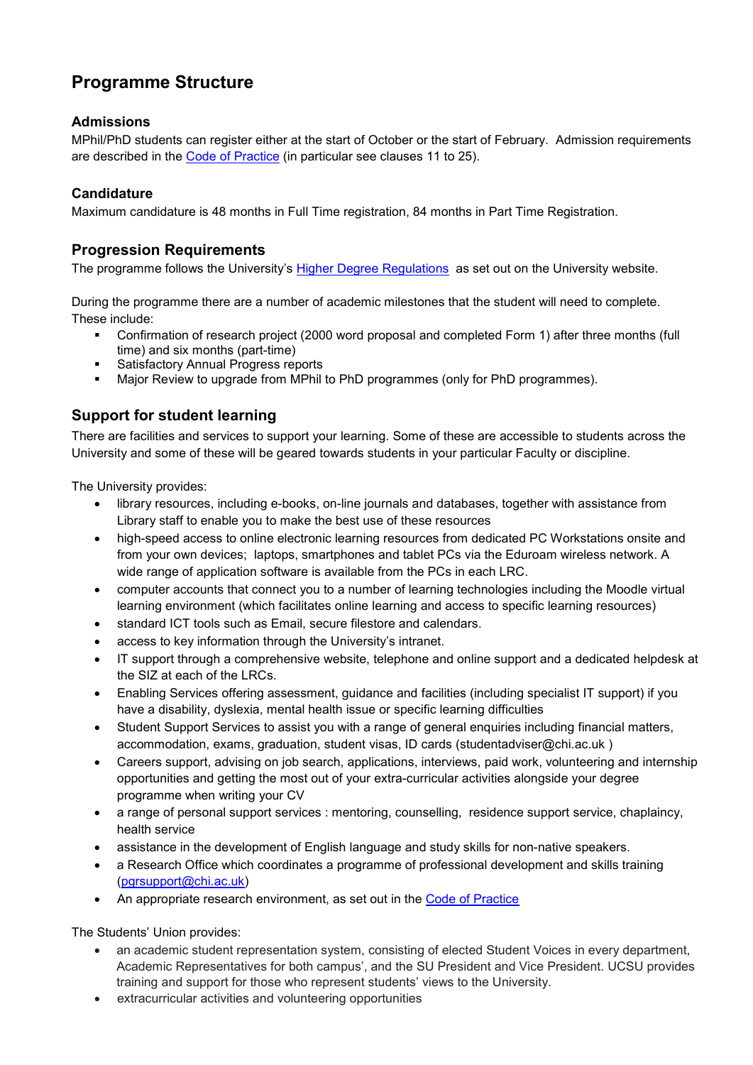## Programme Structure

### Admissions

MPhil/PhD students can register either at the start of October or the start of February. Admission requirements are described in the Code of Practice (in particular see clauses 11 to 25).

### Candidature

Maximum candidature is 48 months in Full Time registration, 84 months in Part Time Registration.

### Progression Requirements

The programme follows the University's Higher Degree Regulations as set out on the University website.

During the programme there are a number of academic milestones that the student will need to complete. These include:

- Confirmation of research project (2000 word proposal and completed Form 1) after three months (full time) and six months (part-time)
- Satisfactory Annual Progress reports
- Major Review to upgrade from MPhil to PhD programmes (only for PhD programmes).

### Support for student learning

There are facilities and services to support your learning. Some of these are accessible to students across the University and some of these will be geared towards students in your particular Faculty or discipline.

The University provides:

- library resources, including e-books, on-line journals and databases, together with assistance from Library staff to enable you to make the best use of these resources
- high-speed access to online electronic learning resources from dedicated PC Workstations onsite and from your own devices; laptops, smartphones and tablet PCs via the Eduroam wireless network. A wide range of application software is available from the PCs in each LRC.
- computer accounts that connect you to a number of learning technologies including the Moodle virtual learning environment (which facilitates online learning and access to specific learning resources)
- standard ICT tools such as Email, secure filestore and calendars.
- access to key information through the University's intranet.
- IT support through a comprehensive website, telephone and online support and a dedicated helpdesk at the SIZ at each of the LRCs.
- Enabling Services offering assessment, guidance and facilities (including specialist IT support) if you have a disability, dyslexia, mental health issue or specific learning difficulties
- Student Support Services to assist you with a range of general enquiries including financial matters, accommodation, exams, graduation, student visas, ID cards (studentadviser@chi.ac.uk )
- Careers support, advising on job search, applications, interviews, paid work, volunteering and internship opportunities and getting the most out of your extra-curricular activities alongside your degree programme when writing your CV
- a range of personal support services : mentoring, counselling, residence support service, chaplaincy, health service
- assistance in the development of English language and study skills for non-native speakers.
- a Research Office which coordinates a programme of professional development and skills training (pgrsupport@chi.ac.uk)
- An appropriate research environment, as set out in the Code of Practice

The Students' Union provides:

- an academic student representation system, consisting of elected Student Voices in every department, Academic Representatives for both campus', and the SU President and Vice President. UCSU provides training and support for those who represent students' views to the University.
- extracurricular activities and volunteering opportunities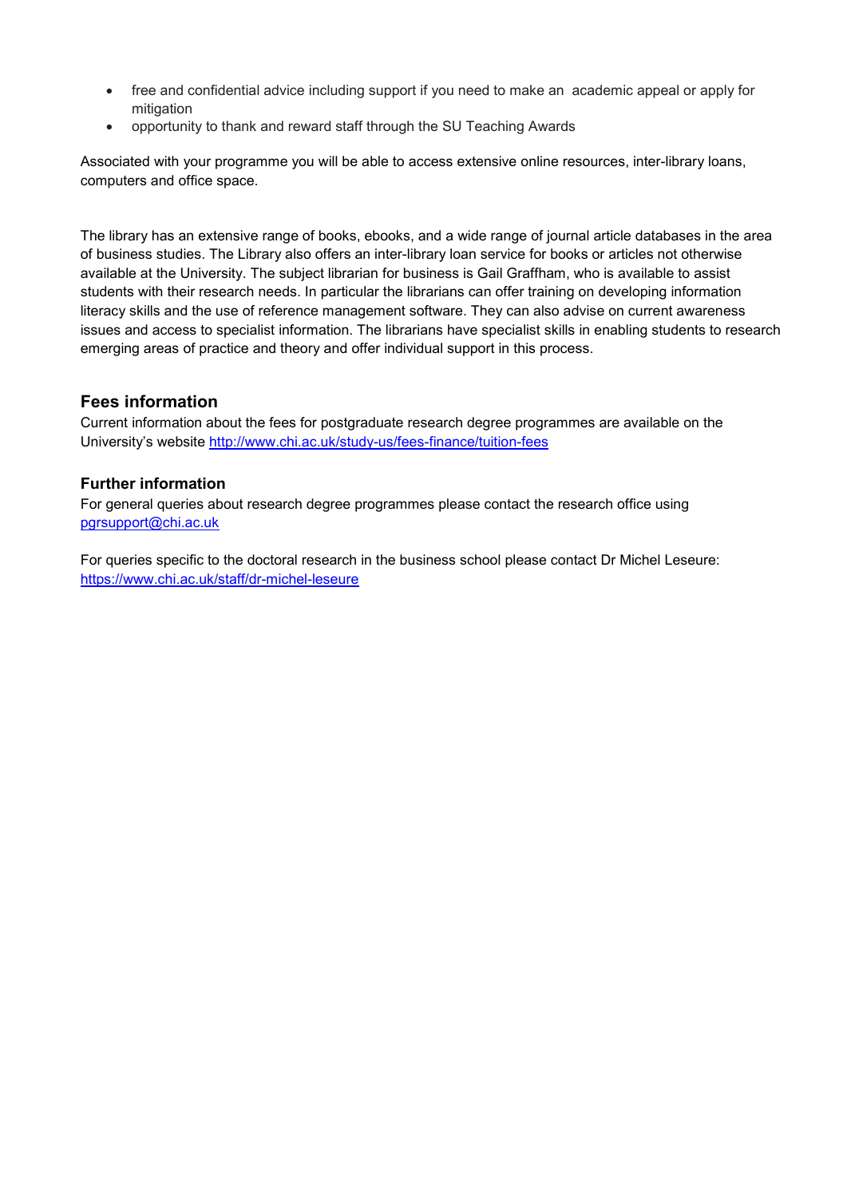- free and confidential advice including support if you need to make an academic appeal or apply for mitigation
- opportunity to thank and reward staff through the SU Teaching Awards

Associated with your programme you will be able to access extensive online resources, inter-library loans, computers and office space.

The library has an extensive range of books, ebooks, and a wide range of journal article databases in the area of business studies. The Library also offers an inter-library loan service for books or articles not otherwise available at the University. The subject librarian for business is Gail Graffham, who is available to assist students with their research needs. In particular the librarians can offer training on developing information literacy skills and the use of reference management software. They can also advise on current awareness issues and access to specialist information. The librarians have specialist skills in enabling students to research emerging areas of practice and theory and offer individual support in this process.

### Fees information

Current information about the fees for postgraduate research degree programmes are available on the University's website http://www.chi.ac.uk/study-us/fees-finance/tuition-fees

### Further information

For general queries about research degree programmes please contact the research office using pgrsupport@chi.ac.uk

For queries specific to the doctoral research in the business school please contact Dr Michel Leseure: https://www.chi.ac.uk/staff/dr-michel-leseure